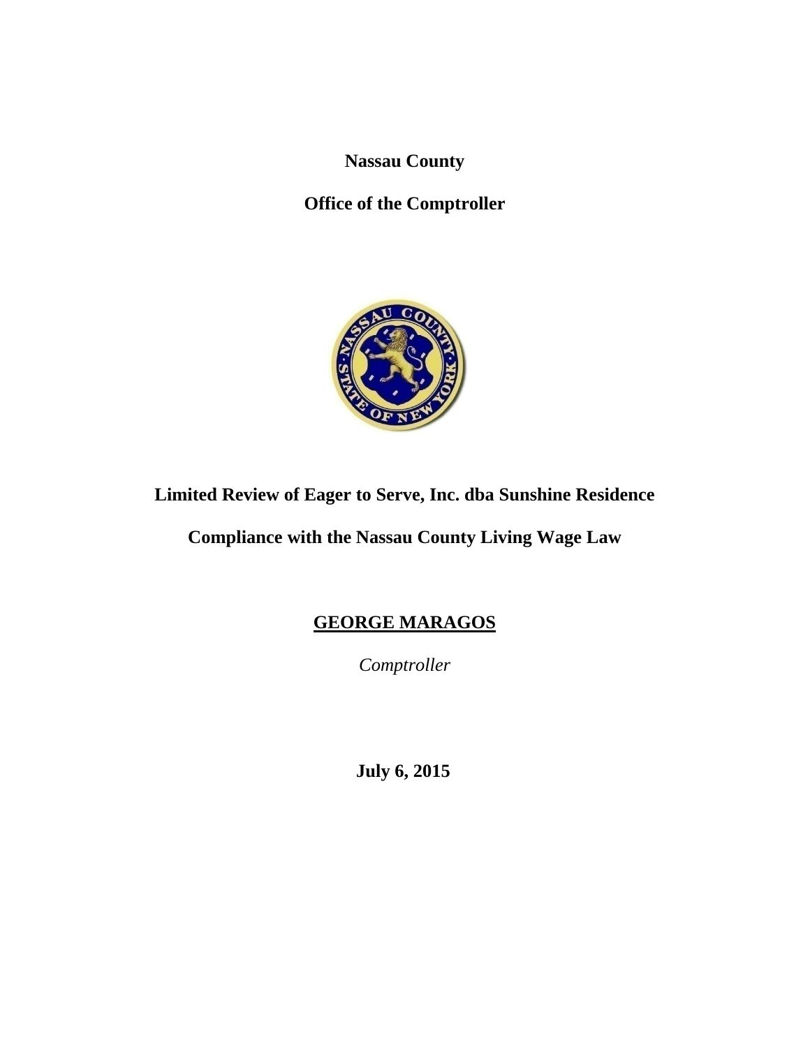**Nassau County**

**Office of the Comptroller**

# Limited Review of Eager to Serve, Inc. dba Sunshine Residence

# Compliance with the Nassau County Living Wage Law

**GEORGE MARAGOS**

*Comptroller*

**July 6, 2015**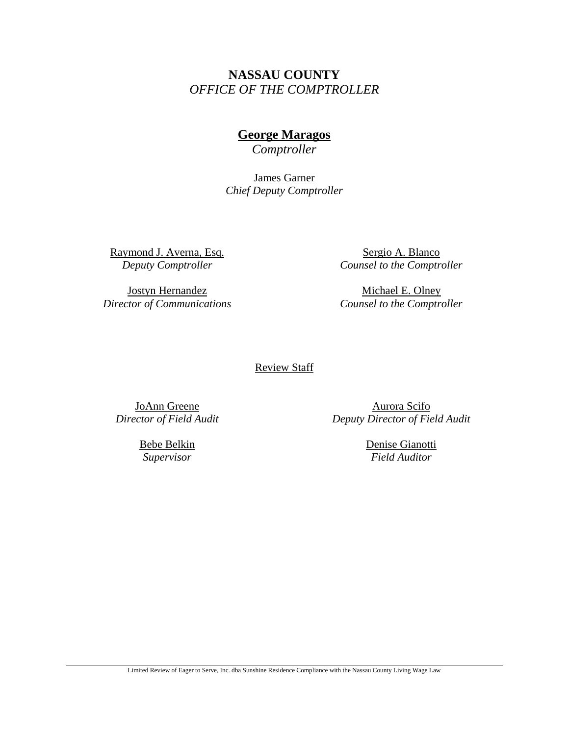**NASSAU COUNTY**
*OFFICE OF THE COMPTROLLER*

**George Maragos**
*Comptroller*

James Garner
*Chief Deputy Comptroller*

Raymond J. Averna, Esq.
*Deputy Comptroller*

Sergio A. Blanco
*Counsel to the Comptroller*

Jostyn Hernandez
*Director of Communications*

Michael E. Olney
*Counsel to the Comptroller*

Review Staff

JoAnn Greene
*Director of Field Audit*

Aurora Scifo
*Deputy Director of Field Audit*

Bebe Belkin
*Supervisor*

Denise Gianotti
*Field Auditor*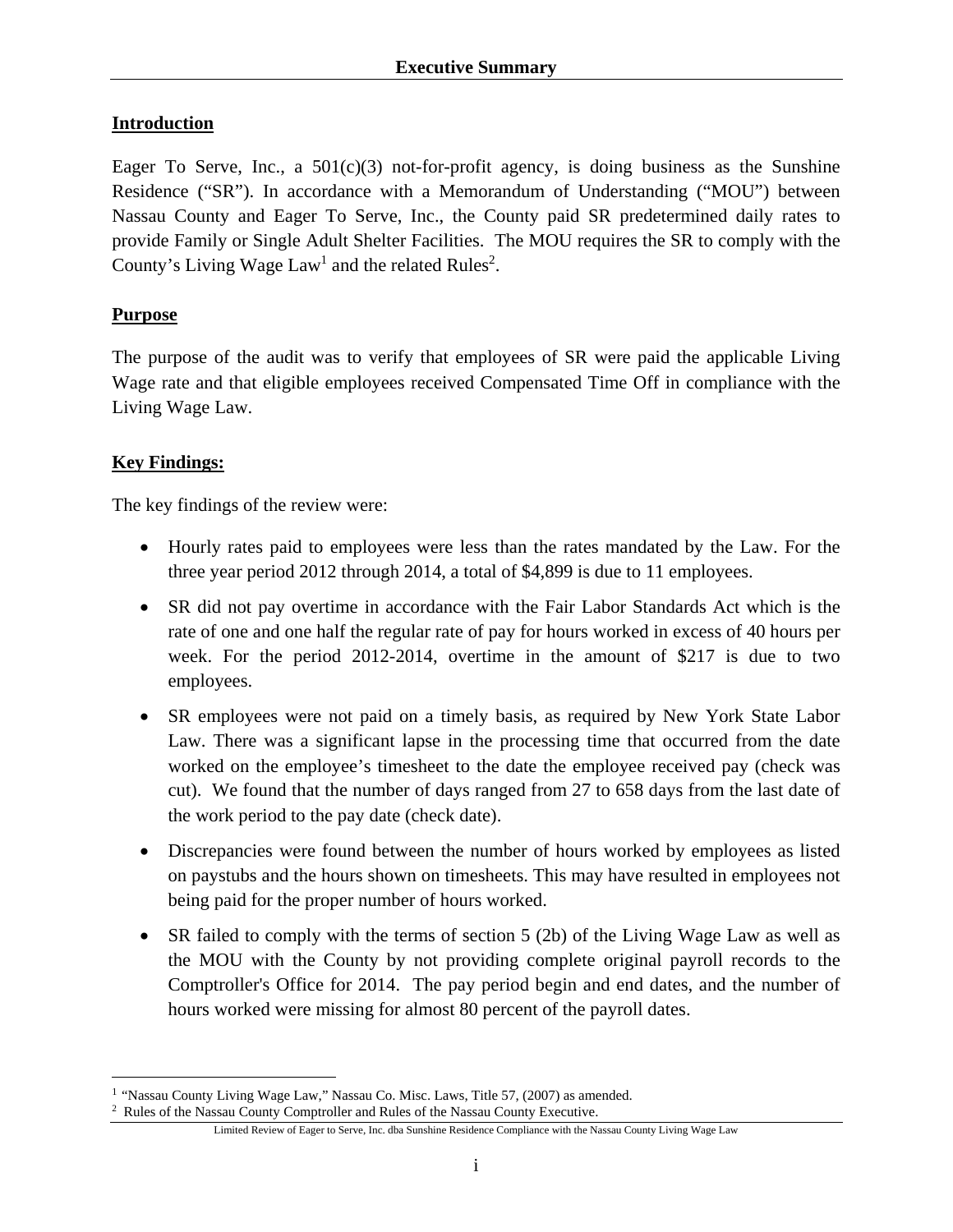# Executive Summary

## Introduction

Eager To Serve, Inc., a 501(c)(3) not-for-profit agency, is doing business as the Sunshine Residence ("SR"). In accordance with a Memorandum of Understanding ("MOU") between Nassau County and Eager To Serve, Inc., the County paid SR predetermined daily rates to provide Family or Single Adult Shelter Facilities. The MOU requires the SR to comply with the County's Living Wage Law[1] and the related Rules[2].

## Purpose

The purpose of the audit was to verify that employees of SR were paid the applicable Living Wage rate and that eligible employees received Compensated Time Off in compliance with the Living Wage Law.

## Key Findings:

The key findings of the review were:

- Hourly rates paid to employees were less than the rates mandated by the Law. For the three year period 2012 through 2014, a total of $4,899 is due to 11 employees.
- SR did not pay overtime in accordance with the Fair Labor Standards Act which is the rate of one and one half the regular rate of pay for hours worked in excess of 40 hours per week. For the period 2012-2014, overtime in the amount of $217 is due to two employees.
- SR employees were not paid on a timely basis, as required by New York State Labor Law. There was a significant lapse in the processing time that occurred from the date worked on the employee's timesheet to the date the employee received pay (check was cut). We found that the number of days ranged from 27 to 658 days from the last date of the work period to the pay date (check date).
- Discrepancies were found between the number of hours worked by employees as listed on paystubs and the hours shown on timesheets. This may have resulted in employees not being paid for the proper number of hours worked.
- SR failed to comply with the terms of section 5 (2b) of the Living Wage Law as well as the MOU with the County by not providing complete original payroll records to the Comptroller's Office for 2014. The pay period begin and end dates, and the number of hours worked were missing for almost 80 percent of the payroll dates.

---

[1] "Nassau County Living Wage Law," Nassau Co. Misc. Laws, Title 57, (2007) as amended.

[2] Rules of the Nassau County Comptroller and Rules of the Nassau County Executive.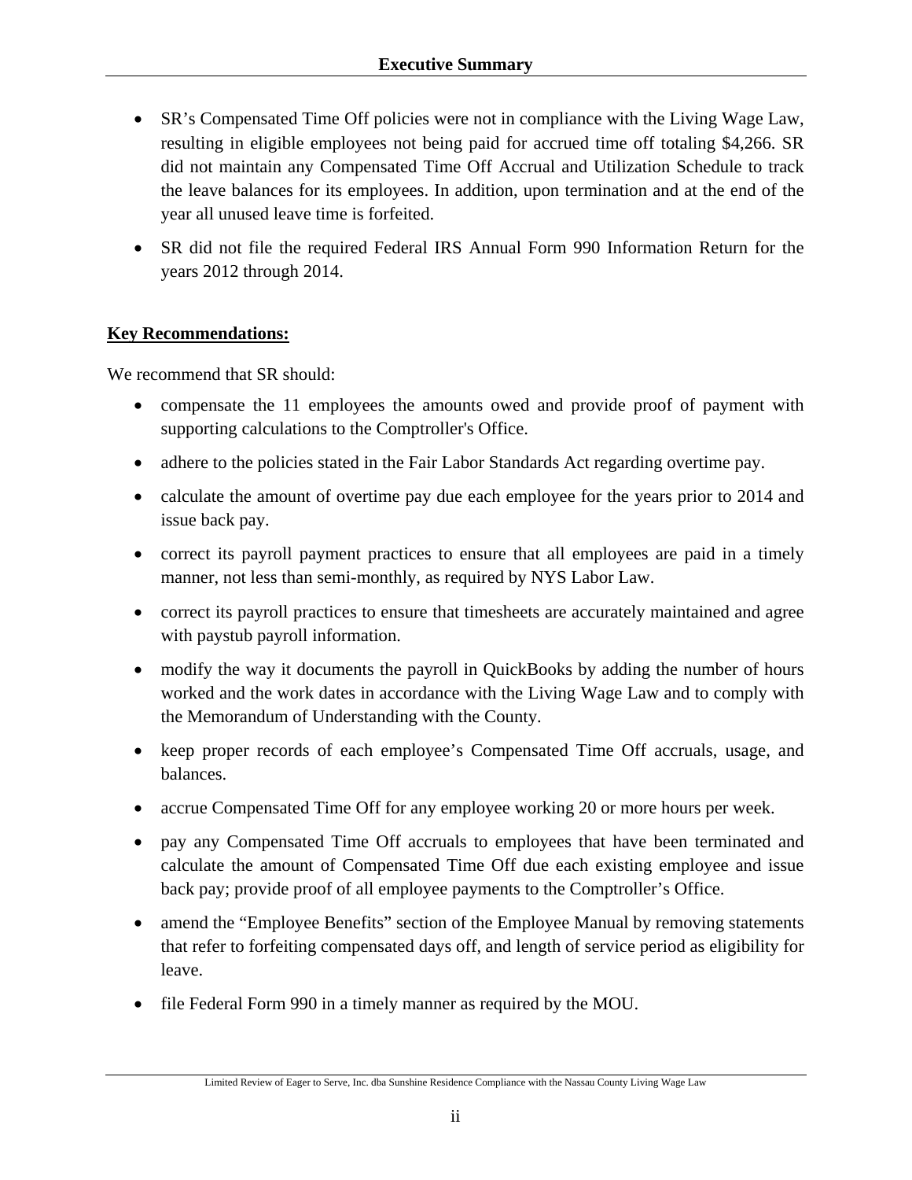- SR's Compensated Time Off policies were not in compliance with the Living Wage Law, resulting in eligible employees not being paid for accrued time off totaling $4,266. SR did not maintain any Compensated Time Off Accrual and Utilization Schedule to track the leave balances for its employees. In addition, upon termination and at the end of the year all unused leave time is forfeited.
- SR did not file the required Federal IRS Annual Form 990 Information Return for the years 2012 through 2014.

**Key Recommendations:**

We recommend that SR should:

- compensate the 11 employees the amounts owed and provide proof of payment with supporting calculations to the Comptroller's Office.
- adhere to the policies stated in the Fair Labor Standards Act regarding overtime pay.
- calculate the amount of overtime pay due each employee for the years prior to 2014 and issue back pay.
- correct its payroll payment practices to ensure that all employees are paid in a timely manner, not less than semi-monthly, as required by NYS Labor Law.
- correct its payroll practices to ensure that timesheets are accurately maintained and agree with paystub payroll information.
- modify the way it documents the payroll in QuickBooks by adding the number of hours worked and the work dates in accordance with the Living Wage Law and to comply with the Memorandum of Understanding with the County.
- keep proper records of each employee's Compensated Time Off accruals, usage, and balances.
- accrue Compensated Time Off for any employee working 20 or more hours per week.
- pay any Compensated Time Off accruals to employees that have been terminated and calculate the amount of Compensated Time Off due each existing employee and issue back pay; provide proof of all employee payments to the Comptroller's Office.
- amend the "Employee Benefits" section of the Employee Manual by removing statements that refer to forfeiting compensated days off, and length of service period as eligibility for leave.
- file Federal Form 990 in a timely manner as required by the MOU.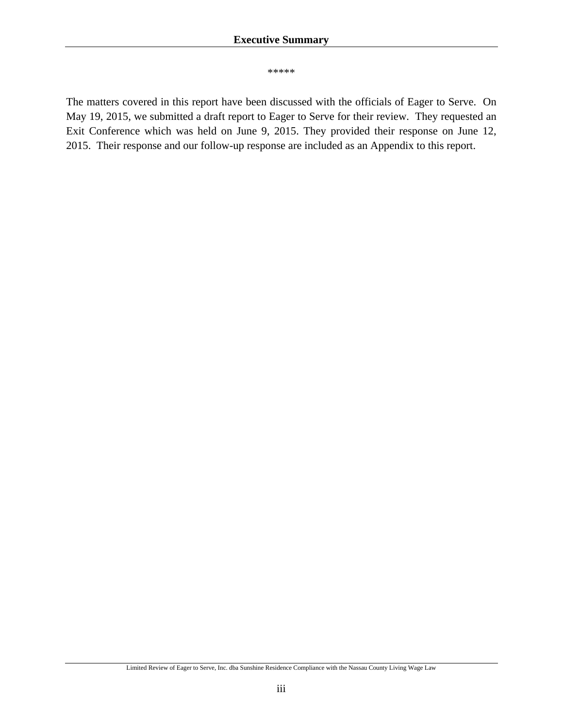\*\*\*\*\*

The matters covered in this report have been discussed with the officials of Eager to Serve. On May 19, 2015, we submitted a draft report to Eager to Serve for their review. They requested an Exit Conference which was held on June 9, 2015. They provided their response on June 12, 2015. Their response and our follow-up response are included as an Appendix to this report.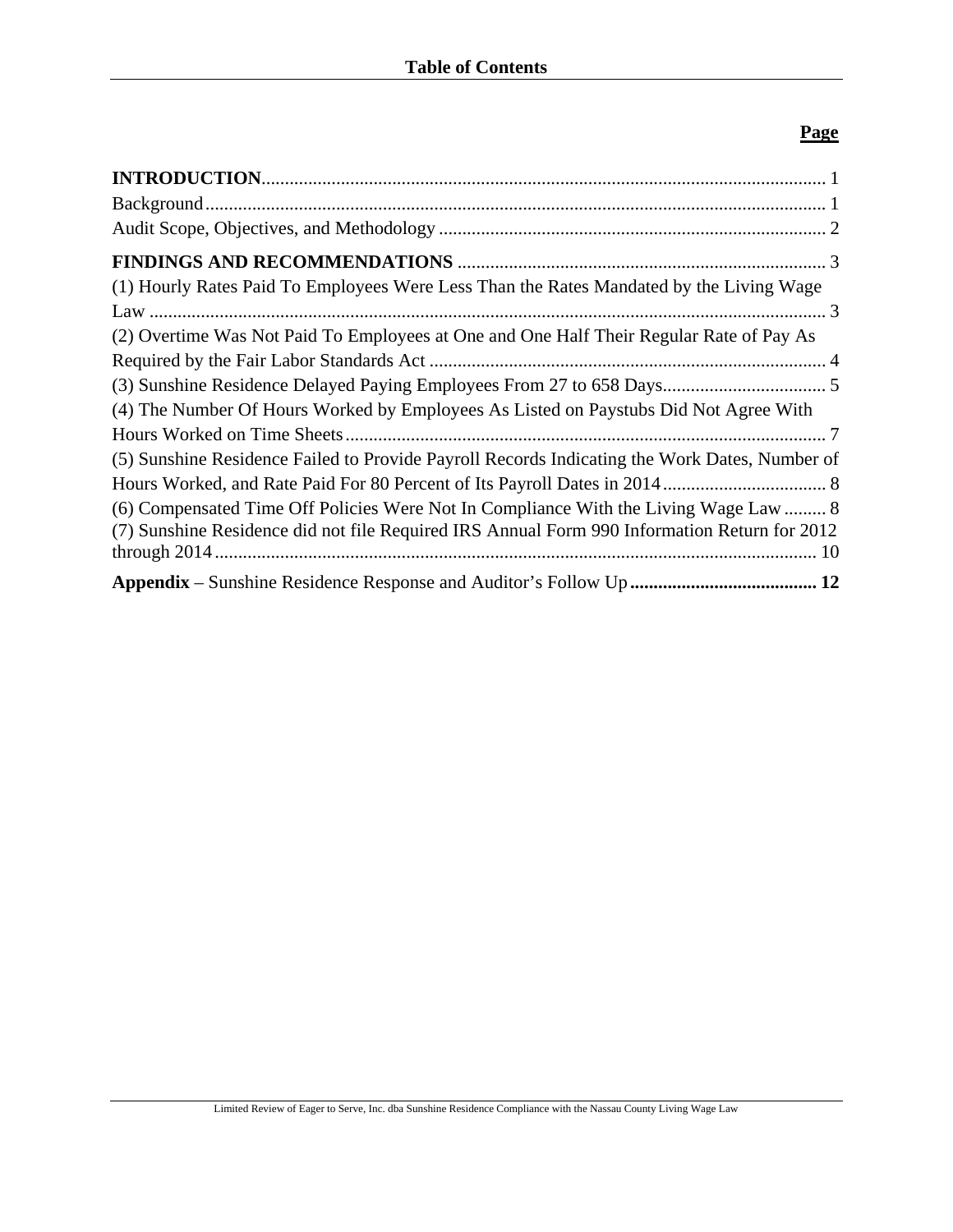# Table of Contents

**Page**

**INTRODUCTION** ........................................................................................................................ 1
Background ................................................................................................................................... 1
Audit Scope, Objectives, and Methodology .................................................................................. 2

**FINDINGS AND RECOMMENDATIONS** .............................................................................. 3
(1) Hourly Rates Paid To Employees Were Less Than the Rates Mandated by the Living Wage Law ............................................................................................................................................... 3
(2) Overtime Was Not Paid To Employees at One and One Half Their Regular Rate of Pay As Required by the Fair Labor Standards Act .................................................................................... 4
(3) Sunshine Residence Delayed Paying Employees From 27 to 658 Days................................... 5
(4) The Number Of Hours Worked by Employees As Listed on Paystubs Did Not Agree With Hours Worked on Time Sheets ...................................................................................................... 7
(5) Sunshine Residence Failed to Provide Payroll Records Indicating the Work Dates, Number of Hours Worked, and Rate Paid For 80 Percent of Its Payroll Dates in 2014 ................................... 8
(6) Compensated Time Off Policies Were Not In Compliance With the Living Wage Law ......... 8
(7) Sunshine Residence did not file Required IRS Annual Form 990 Information Return for 2012 through 2014 ................................................................................................................................ 10

**Appendix** – Sunshine Residence Response and Auditor's Follow Up **........................................ 12**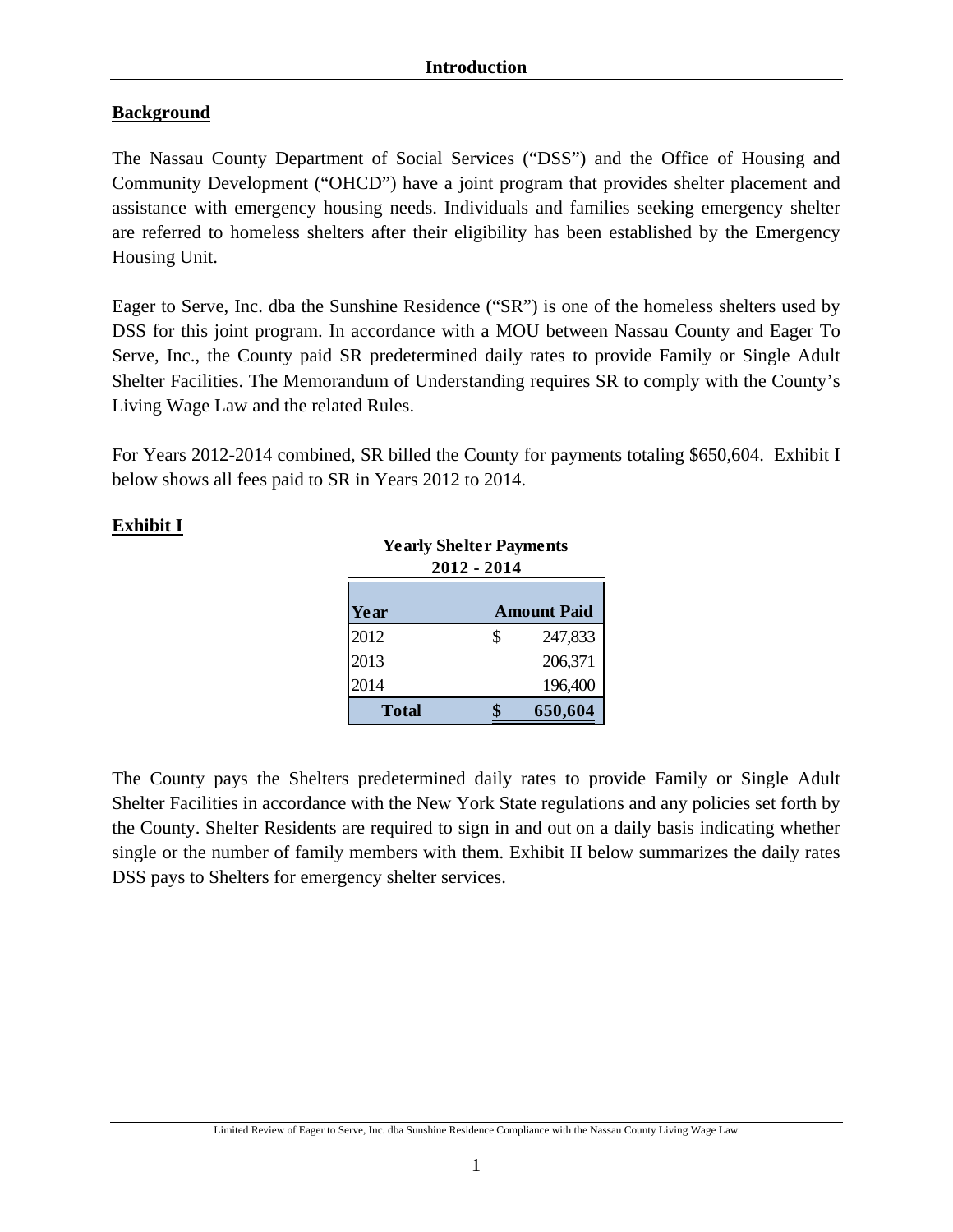## Introduction

### Background

The Nassau County Department of Social Services ("DSS") and the Office of Housing and Community Development ("OHCD") have a joint program that provides shelter placement and assistance with emergency housing needs. Individuals and families seeking emergency shelter are referred to homeless shelters after their eligibility has been established by the Emergency Housing Unit.

Eager to Serve, Inc. dba the Sunshine Residence ("SR") is one of the homeless shelters used by DSS for this joint program. In accordance with a MOU between Nassau County and Eager To Serve, Inc., the County paid SR predetermined daily rates to provide Family or Single Adult Shelter Facilities. The Memorandum of Understanding requires SR to comply with the County's Living Wage Law and the related Rules.

For Years 2012-2014 combined, SR billed the County for payments totaling $650,604. Exhibit I below shows all fees paid to SR in Years 2012 to 2014.

### Exhibit I

**Yearly Shelter Payments**
**2012 - 2014**

| Year | Amount Paid |
|---|---|
| 2012 | $ 247,833 |
| 2013 | 206,371 |
| 2014 | 196,400 |
| **Total** | **$ 650,604** |

The County pays the Shelters predetermined daily rates to provide Family or Single Adult Shelter Facilities in accordance with the New York State regulations and any policies set forth by the County. Shelter Residents are required to sign in and out on a daily basis indicating whether single or the number of family members with them. Exhibit II below summarizes the daily rates DSS pays to Shelters for emergency shelter services.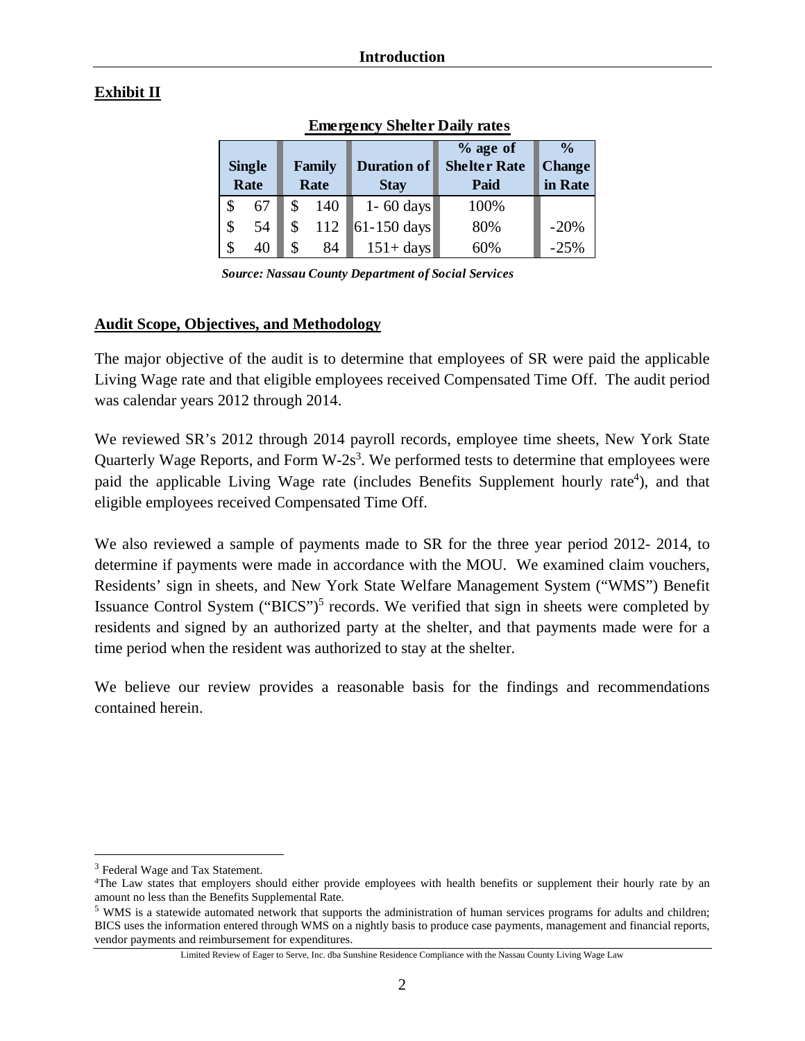## Exhibit II

**Emergency Shelter Daily rates**

| Single Rate | Family Rate | Duration of Stay | % age of Shelter Rate Paid | % Change in Rate |
|---|---|---|---|---|
| $ 67 | $ 140 | 1- 60 days | 100% | |
| $ 54 | $ 112 | 61-150 days | 80% | -20% |
| $ 40 | $ 84 | 151+ days | 60% | -25% |

*Source: Nassau County Department of Social Services*

## Audit Scope, Objectives, and Methodology

The major objective of the audit is to determine that employees of SR were paid the applicable Living Wage rate and that eligible employees received Compensated Time Off. The audit period was calendar years 2012 through 2014.

We reviewed SR's 2012 through 2014 payroll records, employee time sheets, New York State Quarterly Wage Reports, and Form W-2s[3]. We performed tests to determine that employees were paid the applicable Living Wage rate (includes Benefits Supplement hourly rate[4]), and that eligible employees received Compensated Time Off.

We also reviewed a sample of payments made to SR for the three year period 2012- 2014, to determine if payments were made in accordance with the MOU. We examined claim vouchers, Residents' sign in sheets, and New York State Welfare Management System ("WMS") Benefit Issuance Control System ("BICS")[5] records. We verified that sign in sheets were completed by residents and signed by an authorized party at the shelter, and that payments made were for a time period when the resident was authorized to stay at the shelter.

We believe our review provides a reasonable basis for the findings and recommendations contained herein.

---

[3] Federal Wage and Tax Statement.

[4] The Law states that employers should either provide employees with health benefits or supplement their hourly rate by an amount no less than the Benefits Supplemental Rate.

[5] WMS is a statewide automated network that supports the administration of human services programs for adults and children; BICS uses the information entered through WMS on a nightly basis to produce case payments, management and financial reports, vendor payments and reimbursement for expenditures.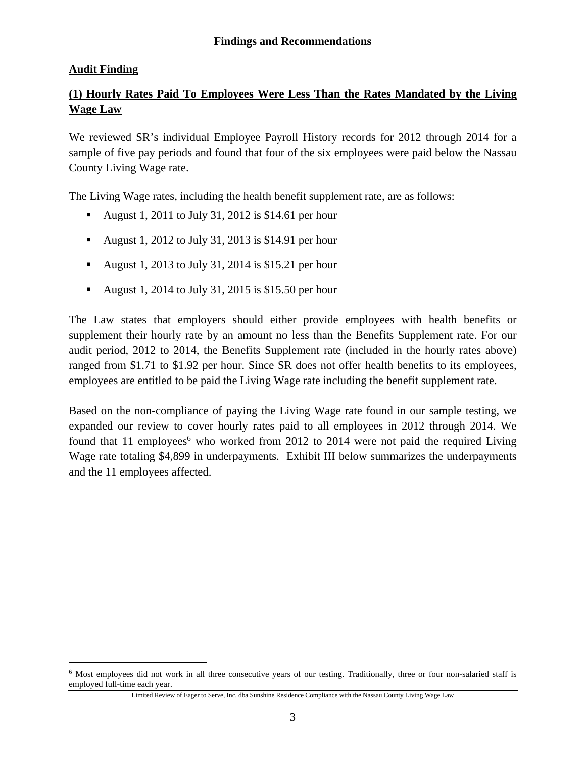# Findings and Recommendations

## Audit Finding

### (1) Hourly Rates Paid To Employees Were Less Than the Rates Mandated by the Living Wage Law

We reviewed SR's individual Employee Payroll History records for 2012 through 2014 for a sample of five pay periods and found that four of the six employees were paid below the Nassau County Living Wage rate.

The Living Wage rates, including the health benefit supplement rate, are as follows:

- August 1, 2011 to July 31, 2012 is $14.61 per hour
- August 1, 2012 to July 31, 2013 is $14.91 per hour
- August 1, 2013 to July 31, 2014 is $15.21 per hour
- August 1, 2014 to July 31, 2015 is $15.50 per hour

The Law states that employers should either provide employees with health benefits or supplement their hourly rate by an amount no less than the Benefits Supplement rate. For our audit period, 2012 to 2014, the Benefits Supplement rate (included in the hourly rates above) ranged from $1.71 to $1.92 per hour. Since SR does not offer health benefits to its employees, employees are entitled to be paid the Living Wage rate including the benefit supplement rate.

Based on the non-compliance of paying the Living Wage rate found in our sample testing, we expanded our review to cover hourly rates paid to all employees in 2012 through 2014. We found that 11 employees[6] who worked from 2012 to 2014 were not paid the required Living Wage rate totaling $4,899 in underpayments. Exhibit III below summarizes the underpayments and the 11 employees affected.

---

[6] Most employees did not work in all three consecutive years of our testing. Traditionally, three or four non-salaried staff is employed full-time each year.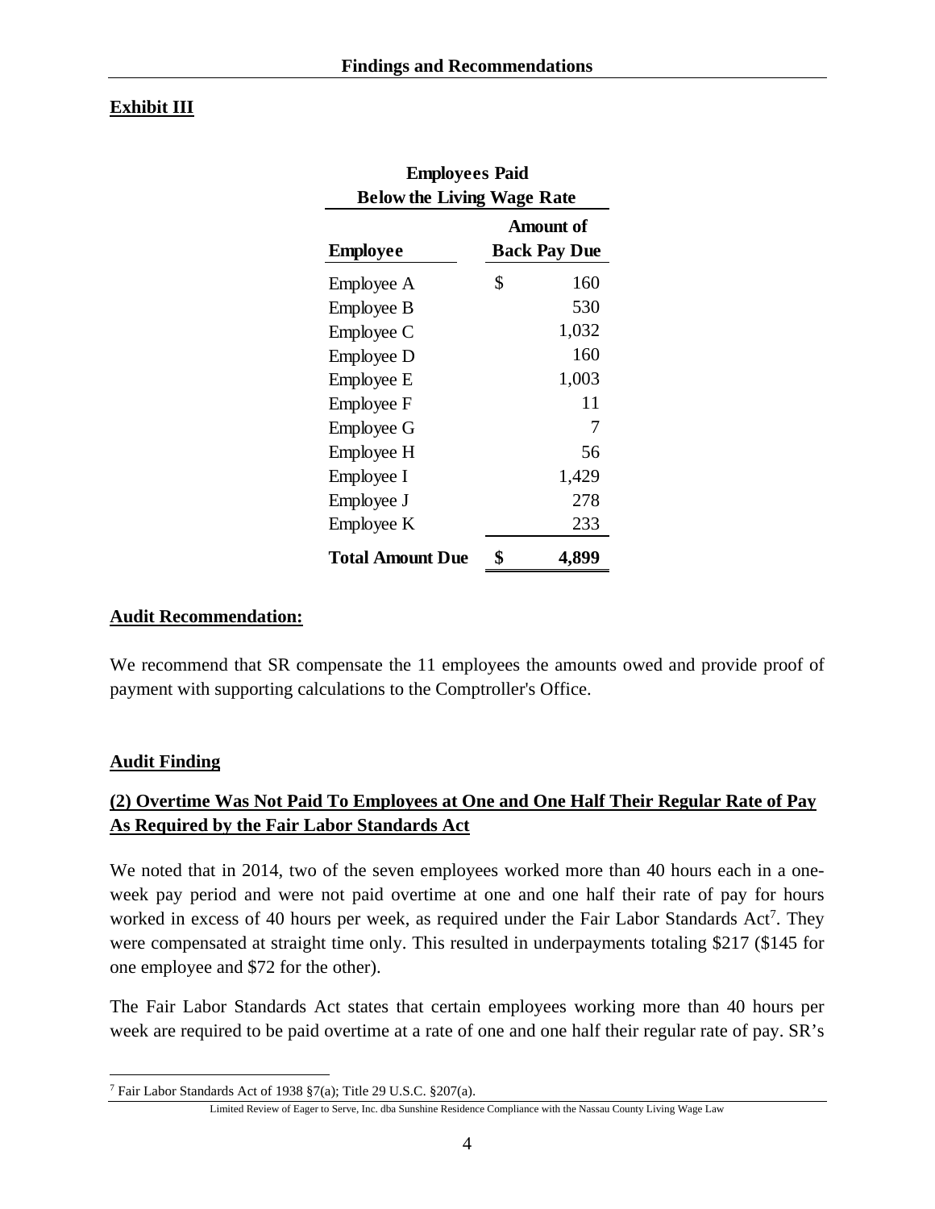## Exhibit III

| Employees Paid Below the Living Wage Rate | |
|---|---|
| **Employee** | **Amount of Back Pay Due** |
| Employee A | $ 160 |
| Employee B | 530 |
| Employee C | 1,032 |
| Employee D | 160 |
| Employee E | 1,003 |
| Employee F | 11 |
| Employee G | 7 |
| Employee H | 56 |
| Employee I | 1,429 |
| Employee J | 278 |
| Employee K | 233 |
| **Total Amount Due** | **$ 4,899** |

**Audit Recommendation:**

We recommend that SR compensate the 11 employees the amounts owed and provide proof of payment with supporting calculations to the Comptroller's Office.

**Audit Finding**

**(2) Overtime Was Not Paid To Employees at One and One Half Their Regular Rate of Pay As Required by the Fair Labor Standards Act**

We noted that in 2014, two of the seven employees worked more than 40 hours each in a one-week pay period and were not paid overtime at one and one half their rate of pay for hours worked in excess of 40 hours per week, as required under the Fair Labor Standards Act[7]. They were compensated at straight time only. This resulted in underpayments totaling $217 ($145 for one employee and $72 for the other).

The Fair Labor Standards Act states that certain employees working more than 40 hours per week are required to be paid overtime at a rate of one and one half their regular rate of pay. SR's

[7] Fair Labor Standards Act of 1938 §7(a); Title 29 U.S.C. §207(a).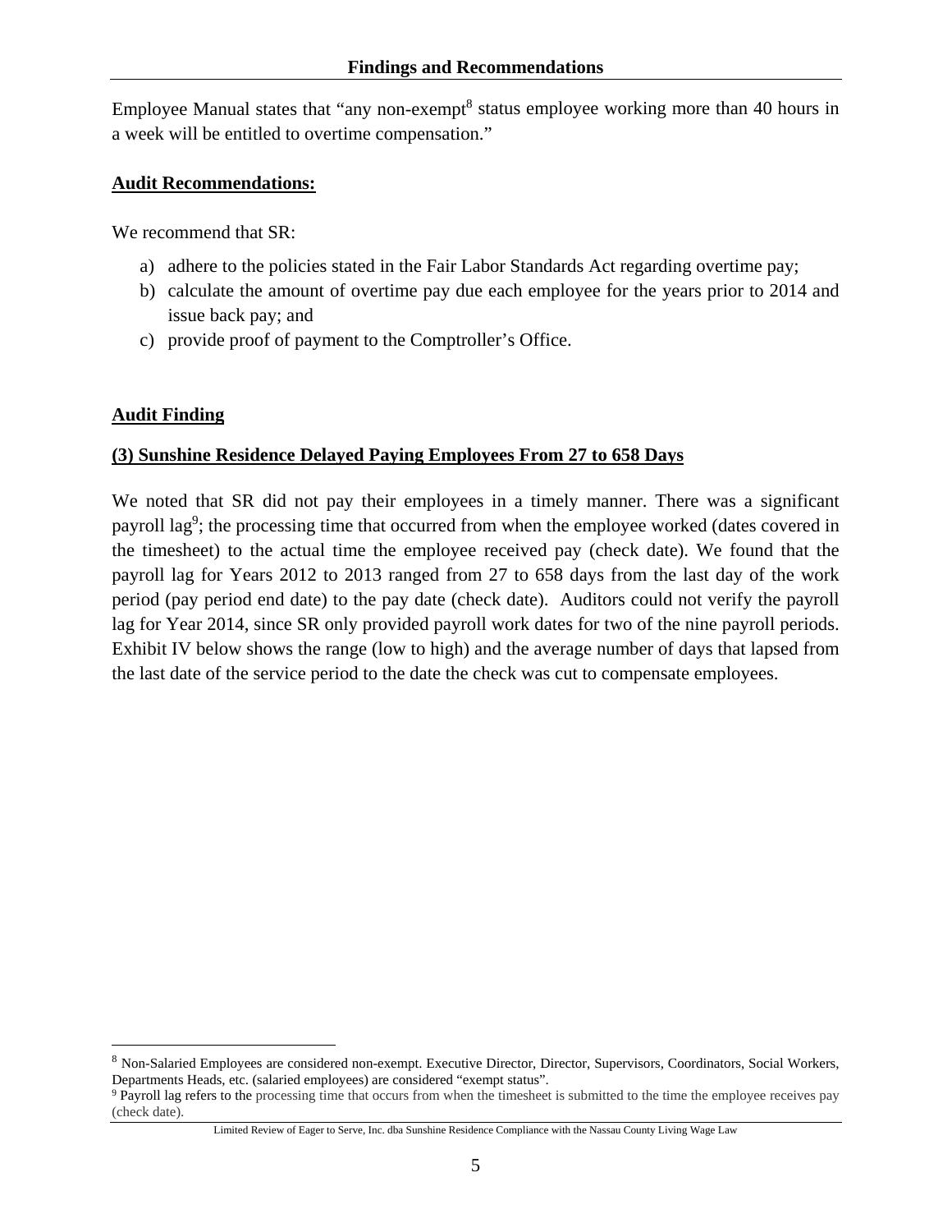Employee Manual states that "any non-exempt[8] status employee working more than 40 hours in a week will be entitled to overtime compensation."

**Audit Recommendations:**

We recommend that SR:

a) adhere to the policies stated in the Fair Labor Standards Act regarding overtime pay;
b) calculate the amount of overtime pay due each employee for the years prior to 2014 and issue back pay; and
c) provide proof of payment to the Comptroller's Office.

**Audit Finding**

**(3) Sunshine Residence Delayed Paying Employees From 27 to 658 Days**

We noted that SR did not pay their employees in a timely manner. There was a significant payroll lag[9]; the processing time that occurred from when the employee worked (dates covered in the timesheet) to the actual time the employee received pay (check date). We found that the payroll lag for Years 2012 to 2013 ranged from 27 to 658 days from the last day of the work period (pay period end date) to the pay date (check date). Auditors could not verify the payroll lag for Year 2014, since SR only provided payroll work dates for two of the nine payroll periods. Exhibit IV below shows the range (low to high) and the average number of days that lapsed from the last date of the service period to the date the check was cut to compensate employees.

---

[8] Non-Salaried Employees are considered non-exempt. Executive Director, Director, Supervisors, Coordinators, Social Workers, Departments Heads, etc. (salaried employees) are considered "exempt status".

[9] Payroll lag refers to the processing time that occurs from when the timesheet is submitted to the time the employee receives pay (check date).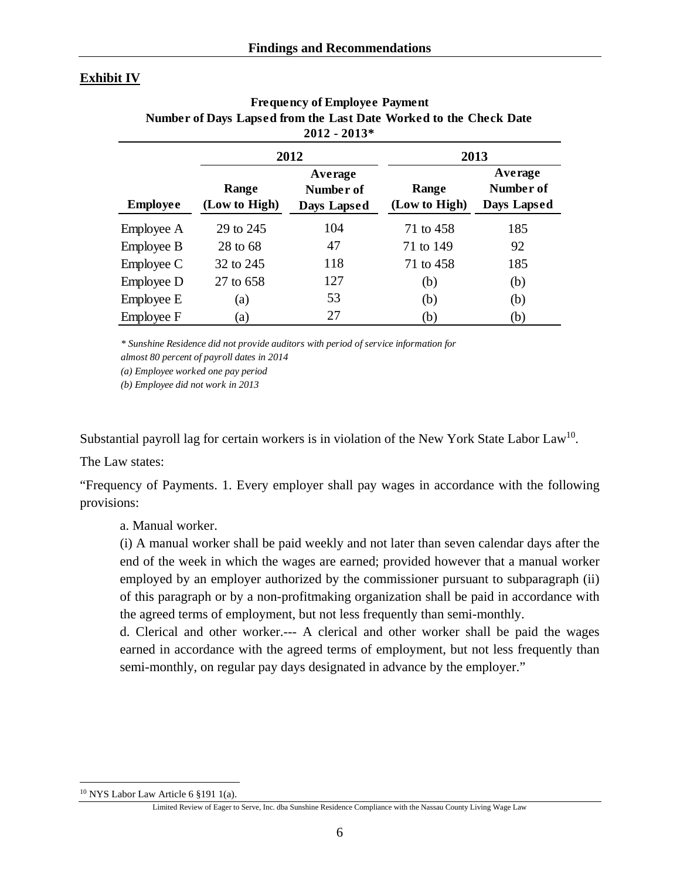**Exhibit IV**

**Frequency of Employee Payment**
**Number of Days Lapsed from the Last Date Worked to the Check Date**
**2012 - 2013***

| | 2012 | | 2013 | |
|---|---|---|---|---|
| **Employee** | **Range (Low to High)** | **Average Number of Days Lapsed** | **Range (Low to High)** | **Average Number of Days Lapsed** |
| Employee A | 29 to 245 | 104 | 71 to 458 | 185 |
| Employee B | 28 to 68 | 47 | 71 to 149 | 92 |
| Employee C | 32 to 245 | 118 | 71 to 458 | 185 |
| Employee D | 27 to 658 | 127 | (b) | (b) |
| Employee E | (a) | 53 | (b) | (b) |
| Employee F | (a) | 27 | (b) | (b) |

*\* Sunshine Residence did not provide auditors with period of service information for almost 80 percent of payroll dates in 2014*

*(a) Employee worked one pay period*

*(b) Employee did not work in 2013*

Substantial payroll lag for certain workers is in violation of the New York State Labor Law[10].

The Law states:

"Frequency of Payments. 1. Every employer shall pay wages in accordance with the following provisions:

> a. Manual worker.
>
> (i) A manual worker shall be paid weekly and not later than seven calendar days after the end of the week in which the wages are earned; provided however that a manual worker employed by an employer authorized by the commissioner pursuant to subparagraph (ii) of this paragraph or by a non-profitmaking organization shall be paid in accordance with the agreed terms of employment, but not less frequently than semi-monthly.
>
> d. Clerical and other worker.--- A clerical and other worker shall be paid the wages earned in accordance with the agreed terms of employment, but not less frequently than semi-monthly, on regular pay days designated in advance by the employer."

[10] NYS Labor Law Article 6 §191 1(a).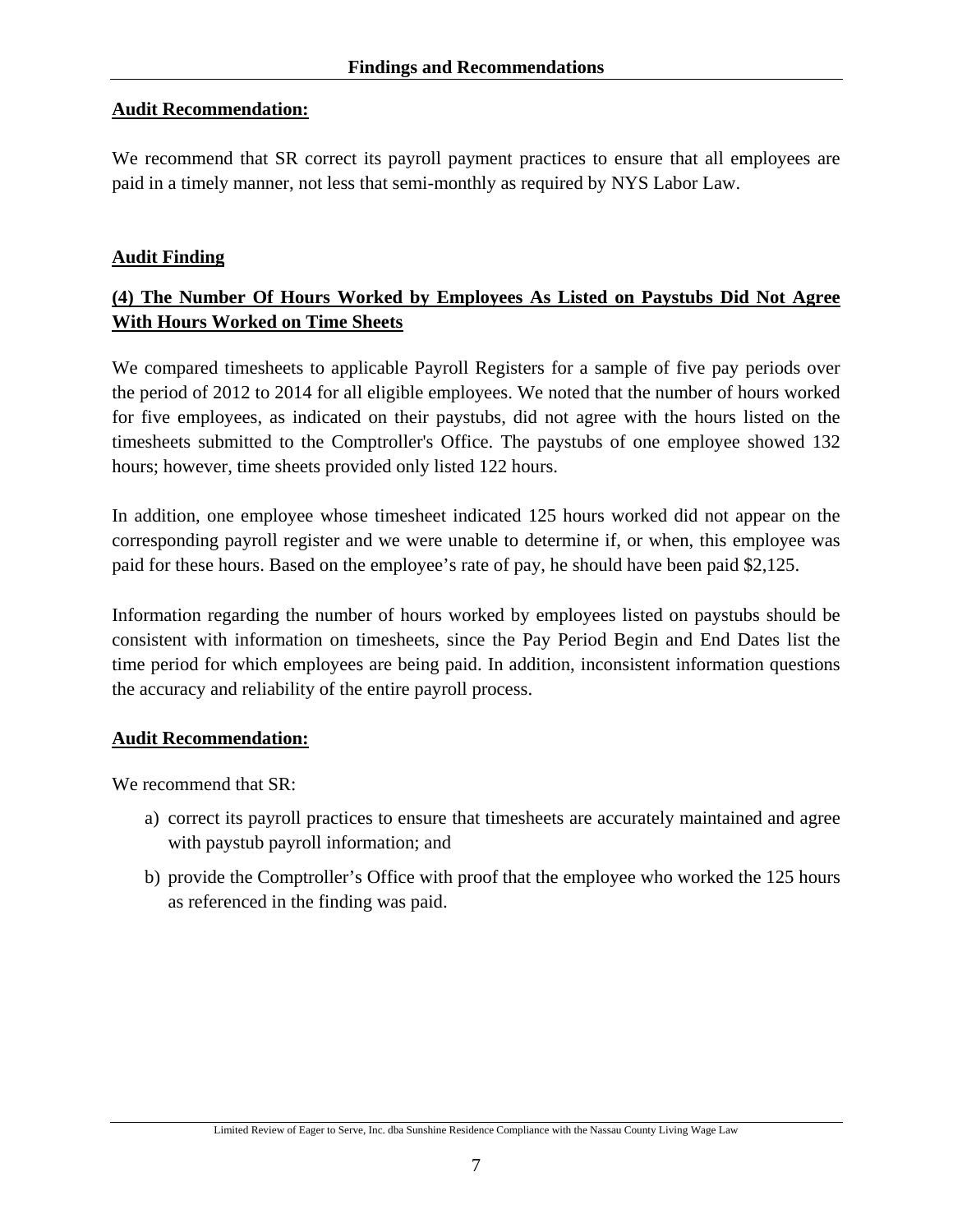**Audit Recommendation:**

We recommend that SR correct its payroll payment practices to ensure that all employees are paid in a timely manner, not less that semi-monthly as required by NYS Labor Law.

**Audit Finding**

**(4) The Number Of Hours Worked by Employees As Listed on Paystubs Did Not Agree With Hours Worked on Time Sheets**

We compared timesheets to applicable Payroll Registers for a sample of five pay periods over the period of 2012 to 2014 for all eligible employees. We noted that the number of hours worked for five employees, as indicated on their paystubs, did not agree with the hours listed on the timesheets submitted to the Comptroller's Office. The paystubs of one employee showed 132 hours; however, time sheets provided only listed 122 hours.

In addition, one employee whose timesheet indicated 125 hours worked did not appear on the corresponding payroll register and we were unable to determine if, or when, this employee was paid for these hours. Based on the employee's rate of pay, he should have been paid $2,125.

Information regarding the number of hours worked by employees listed on paystubs should be consistent with information on timesheets, since the Pay Period Begin and End Dates list the time period for which employees are being paid. In addition, inconsistent information questions the accuracy and reliability of the entire payroll process.

**Audit Recommendation:**

We recommend that SR:

a) correct its payroll practices to ensure that timesheets are accurately maintained and agree with paystub payroll information; and

b) provide the Comptroller's Office with proof that the employee who worked the 125 hours as referenced in the finding was paid.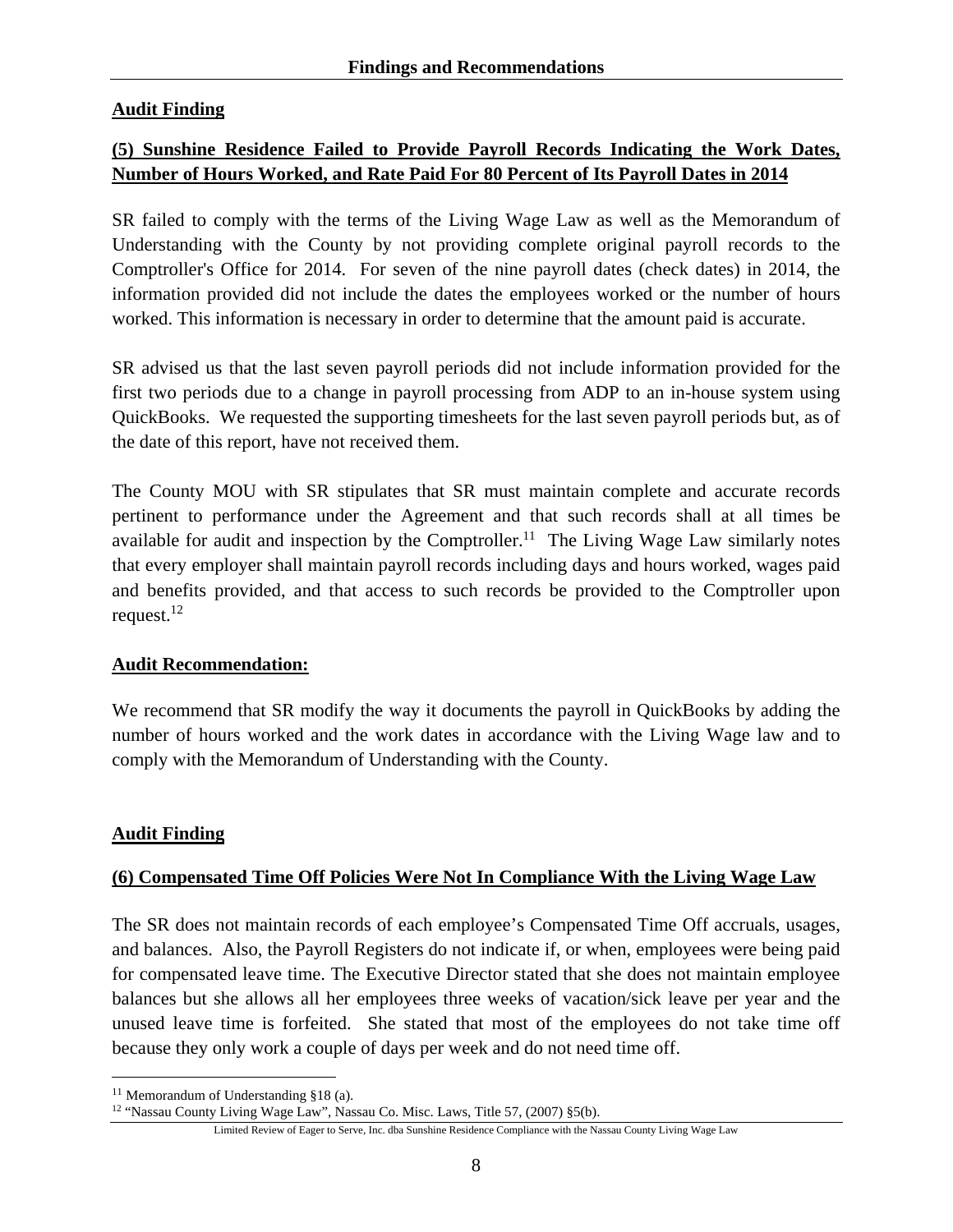**Audit Finding**

**(5) Sunshine Residence Failed to Provide Payroll Records Indicating the Work Dates, Number of Hours Worked, and Rate Paid For 80 Percent of Its Payroll Dates in 2014**

SR failed to comply with the terms of the Living Wage Law as well as the Memorandum of Understanding with the County by not providing complete original payroll records to the Comptroller's Office for 2014. For seven of the nine payroll dates (check dates) in 2014, the information provided did not include the dates the employees worked or the number of hours worked. This information is necessary in order to determine that the amount paid is accurate.

SR advised us that the last seven payroll periods did not include information provided for the first two periods due to a change in payroll processing from ADP to an in-house system using QuickBooks. We requested the supporting timesheets for the last seven payroll periods but, as of the date of this report, have not received them.

The County MOU with SR stipulates that SR must maintain complete and accurate records pertinent to performance under the Agreement and that such records shall at all times be available for audit and inspection by the Comptroller.[11] The Living Wage Law similarly notes that every employer shall maintain payroll records including days and hours worked, wages paid and benefits provided, and that access to such records be provided to the Comptroller upon request.[12]

**Audit Recommendation:**

We recommend that SR modify the way it documents the payroll in QuickBooks by adding the number of hours worked and the work dates in accordance with the Living Wage law and to comply with the Memorandum of Understanding with the County.

**Audit Finding**

**(6) Compensated Time Off Policies Were Not In Compliance With the Living Wage Law**

The SR does not maintain records of each employee's Compensated Time Off accruals, usages, and balances. Also, the Payroll Registers do not indicate if, or when, employees were being paid for compensated leave time. The Executive Director stated that she does not maintain employee balances but she allows all her employees three weeks of vacation/sick leave per year and the unused leave time is forfeited. She stated that most of the employees do not take time off because they only work a couple of days per week and do not need time off.

---

[11] Memorandum of Understanding §18 (a).

[12] "Nassau County Living Wage Law", Nassau Co. Misc. Laws, Title 57, (2007) §5(b).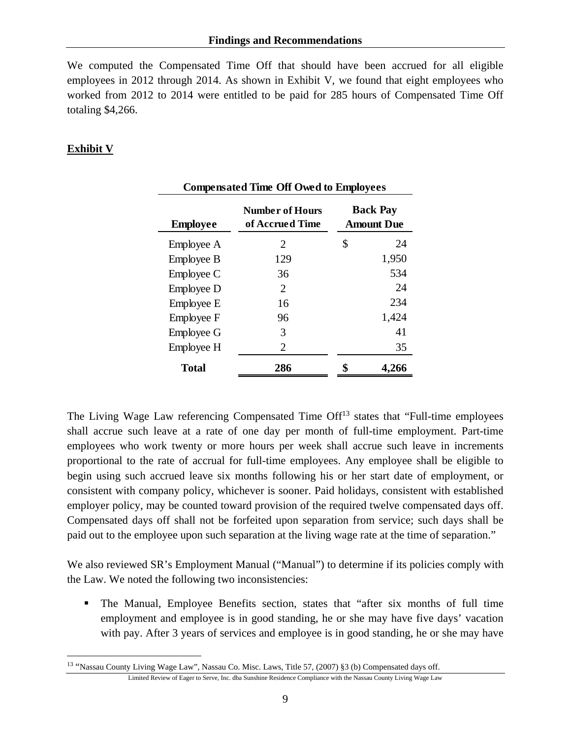## Findings and Recommendations

We computed the Compensated Time Off that should have been accrued for all eligible employees in 2012 through 2014. As shown in Exhibit V, we found that eight employees who worked from 2012 to 2014 were entitled to be paid for 285 hours of Compensated Time Off totaling $4,266.

**Exhibit V**

**Compensated Time Off Owed to Employees**

| Employee | Number of Hours of Accrued Time | Back Pay Amount Due |
|---|---|---|
| Employee A | 2 | $ 24 |
| Employee B | 129 | 1,950 |
| Employee C | 36 | 534 |
| Employee D | 2 | 24 |
| Employee E | 16 | 234 |
| Employee F | 96 | 1,424 |
| Employee G | 3 | 41 |
| Employee H | 2 | 35 |
| **Total** | **286** | **$ 4,266** |

The Living Wage Law referencing Compensated Time Off[13] states that "Full-time employees shall accrue such leave at a rate of one day per month of full-time employment. Part-time employees who work twenty or more hours per week shall accrue such leave in increments proportional to the rate of accrual for full-time employees. Any employee shall be eligible to begin using such accrued leave six months following his or her start date of employment, or consistent with company policy, whichever is sooner. Paid holidays, consistent with established employer policy, may be counted toward provision of the required twelve compensated days off. Compensated days off shall not be forfeited upon separation from service; such days shall be paid out to the employee upon such separation at the living wage rate at the time of separation."

We also reviewed SR's Employment Manual ("Manual") to determine if its policies comply with the Law. We noted the following two inconsistencies:

- The Manual, Employee Benefits section, states that "after six months of full time employment and employee is in good standing, he or she may have five days' vacation with pay. After 3 years of services and employee is in good standing, he or she may have

[13] "Nassau County Living Wage Law", Nassau Co. Misc. Laws, Title 57, (2007) §3 (b) Compensated days off.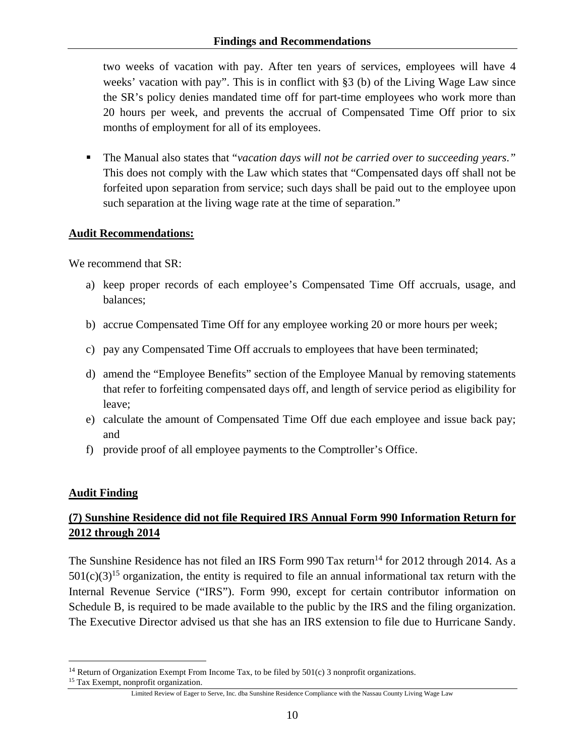two weeks of vacation with pay. After ten years of services, employees will have 4 weeks' vacation with pay". This is in conflict with §3 (b) of the Living Wage Law since the SR's policy denies mandated time off for part-time employees who work more than 20 hours per week, and prevents the accrual of Compensated Time Off prior to six months of employment for all of its employees.

- The Manual also states that "*vacation days will not be carried over to succeeding years.*" This does not comply with the Law which states that "Compensated days off shall not be forfeited upon separation from service; such days shall be paid out to the employee upon such separation at the living wage rate at the time of separation."

**Audit Recommendations:**

We recommend that SR:

a) keep proper records of each employee's Compensated Time Off accruals, usage, and balances;

b) accrue Compensated Time Off for any employee working 20 or more hours per week;

c) pay any Compensated Time Off accruals to employees that have been terminated;

d) amend the "Employee Benefits" section of the Employee Manual by removing statements that refer to forfeiting compensated days off, and length of service period as eligibility for leave;

e) calculate the amount of Compensated Time Off due each employee and issue back pay; and

f) provide proof of all employee payments to the Comptroller's Office.

**Audit Finding**

**(7) Sunshine Residence did not file Required IRS Annual Form 990 Information Return for 2012 through 2014**

The Sunshine Residence has not filed an IRS Form 990 Tax return[14] for 2012 through 2014. As a 501(c)(3)[15] organization, the entity is required to file an annual informational tax return with the Internal Revenue Service ("IRS"). Form 990, except for certain contributor information on Schedule B, is required to be made available to the public by the IRS and the filing organization. The Executive Director advised us that she has an IRS extension to file due to Hurricane Sandy.

[14] Return of Organization Exempt From Income Tax, to be filed by 501(c) 3 nonprofit organizations.

[15] Tax Exempt, nonprofit organization.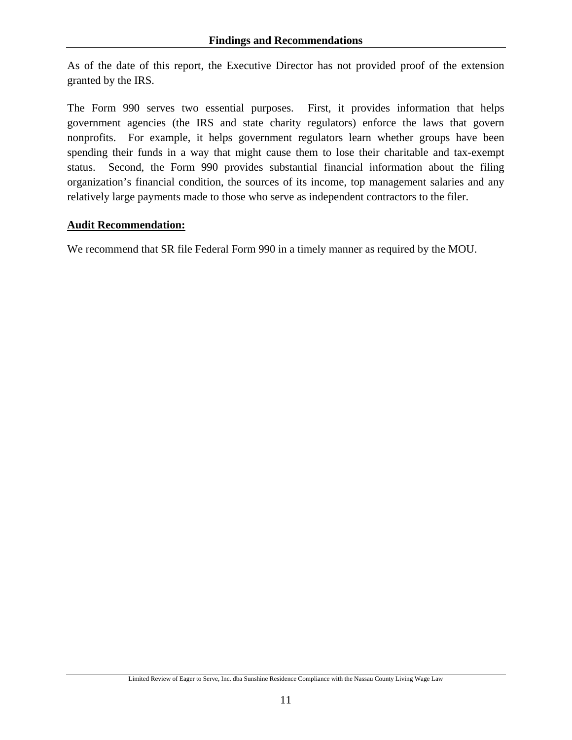As of the date of this report, the Executive Director has not provided proof of the extension granted by the IRS.

The Form 990 serves two essential purposes. First, it provides information that helps government agencies (the IRS and state charity regulators) enforce the laws that govern nonprofits. For example, it helps government regulators learn whether groups have been spending their funds in a way that might cause them to lose their charitable and tax-exempt status. Second, the Form 990 provides substantial financial information about the filing organization's financial condition, the sources of its income, top management salaries and any relatively large payments made to those who serve as independent contractors to the filer.

**Audit Recommendation:**

We recommend that SR file Federal Form 990 in a timely manner as required by the MOU.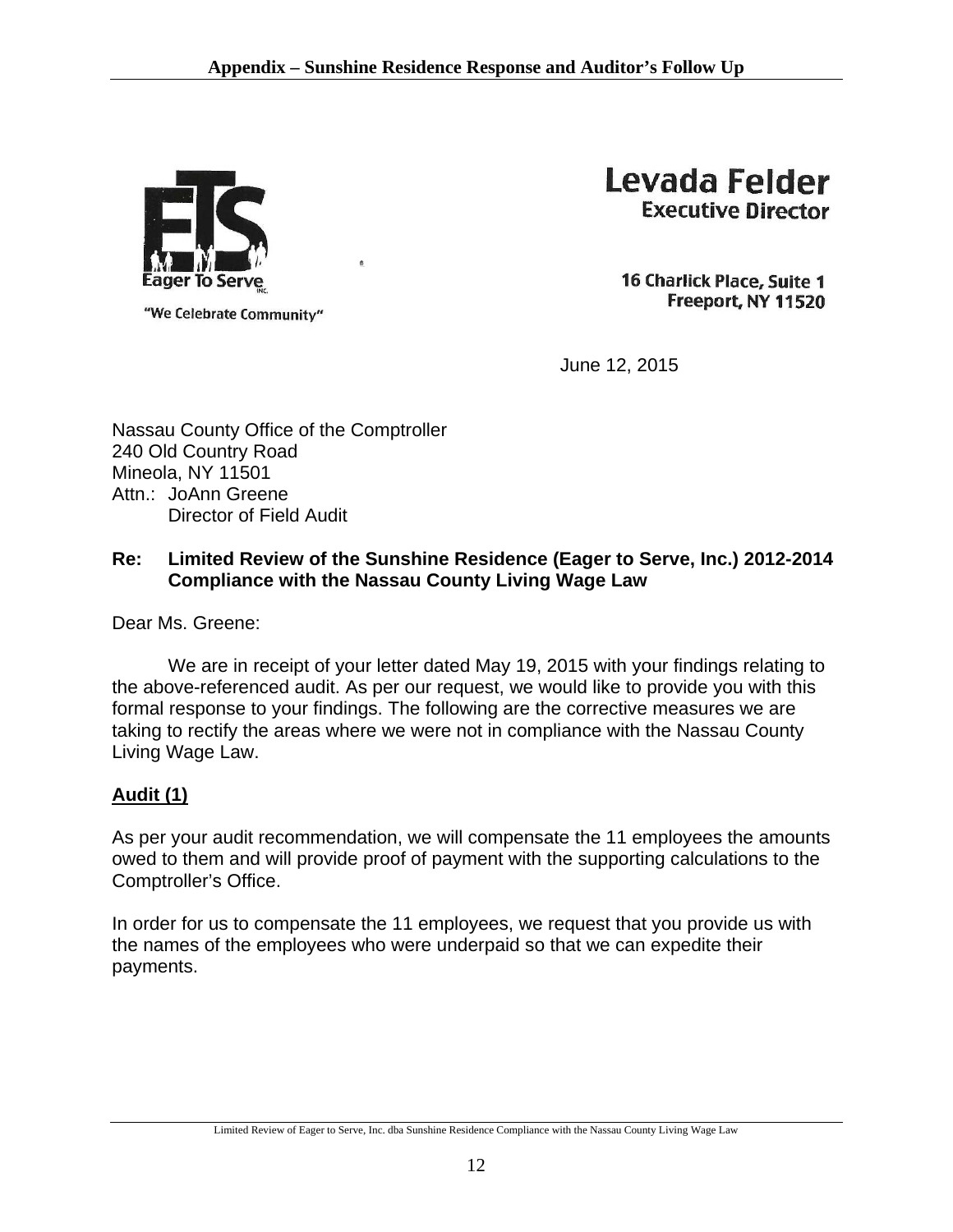Eager To Serve INC.

"We Celebrate Community"

**Levada Felder**
**Executive Director**

**16 Charlick Place, Suite 1**
**Freeport, NY 11520**

June 12, 2015

Nassau County Office of the Comptroller
240 Old Country Road
Mineola, NY 11501
Attn.: JoAnn Greene
Director of Field Audit

**Re: Limited Review of the Sunshine Residence (Eager to Serve, Inc.) 2012-2014 Compliance with the Nassau County Living Wage Law**

Dear Ms. Greene:

We are in receipt of your letter dated May 19, 2015 with your findings relating to the above-referenced audit. As per our request, we would like to provide you with this formal response to your findings. The following are the corrective measures we are taking to rectify the areas where we were not in compliance with the Nassau County Living Wage Law.

**Audit (1)**

As per your audit recommendation, we will compensate the 11 employees the amounts owed to them and will provide proof of payment with the supporting calculations to the Comptroller's Office.

In order for us to compensate the 11 employees, we request that you provide us with the names of the employees who were underpaid so that we can expedite their payments.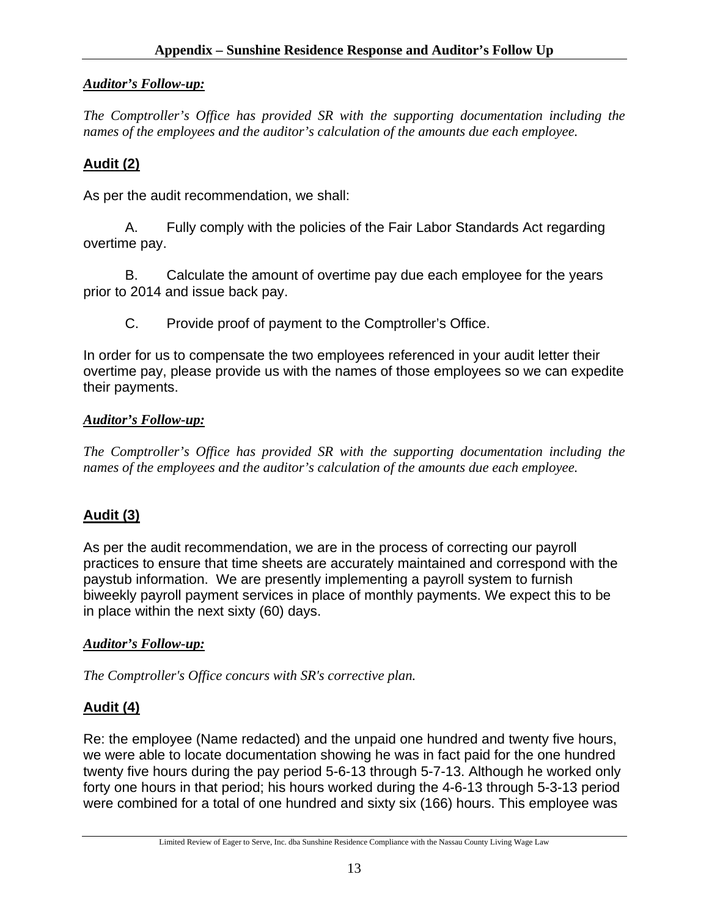***Auditor's Follow-up:***

*The Comptroller's Office has provided SR with the supporting documentation including the names of the employees and the auditor's calculation of the amounts due each employee.*

## Audit (2)

As per the audit recommendation, we shall:

A. Fully comply with the policies of the Fair Labor Standards Act regarding overtime pay.

B. Calculate the amount of overtime pay due each employee for the years prior to 2014 and issue back pay.

C. Provide proof of payment to the Comptroller's Office.

In order for us to compensate the two employees referenced in your audit letter their overtime pay, please provide us with the names of those employees so we can expedite their payments.

***Auditor's Follow-up:***

*The Comptroller's Office has provided SR with the supporting documentation including the names of the employees and the auditor's calculation of the amounts due each employee.*

## Audit (3)

As per the audit recommendation, we are in the process of correcting our payroll practices to ensure that time sheets are accurately maintained and correspond with the paystub information. We are presently implementing a payroll system to furnish biweekly payroll payment services in place of monthly payments. We expect this to be in place within the next sixty (60) days.

***Auditor's Follow-up:***

*The Comptroller's Office concurs with SR's corrective plan.*

## Audit (4)

Re: the employee (Name redacted) and the unpaid one hundred and twenty five hours, we were able to locate documentation showing he was in fact paid for the one hundred twenty five hours during the pay period 5-6-13 through 5-7-13. Although he worked only forty one hours in that period; his hours worked during the 4-6-13 through 5-3-13 period were combined for a total of one hundred and sixty six (166) hours. This employee was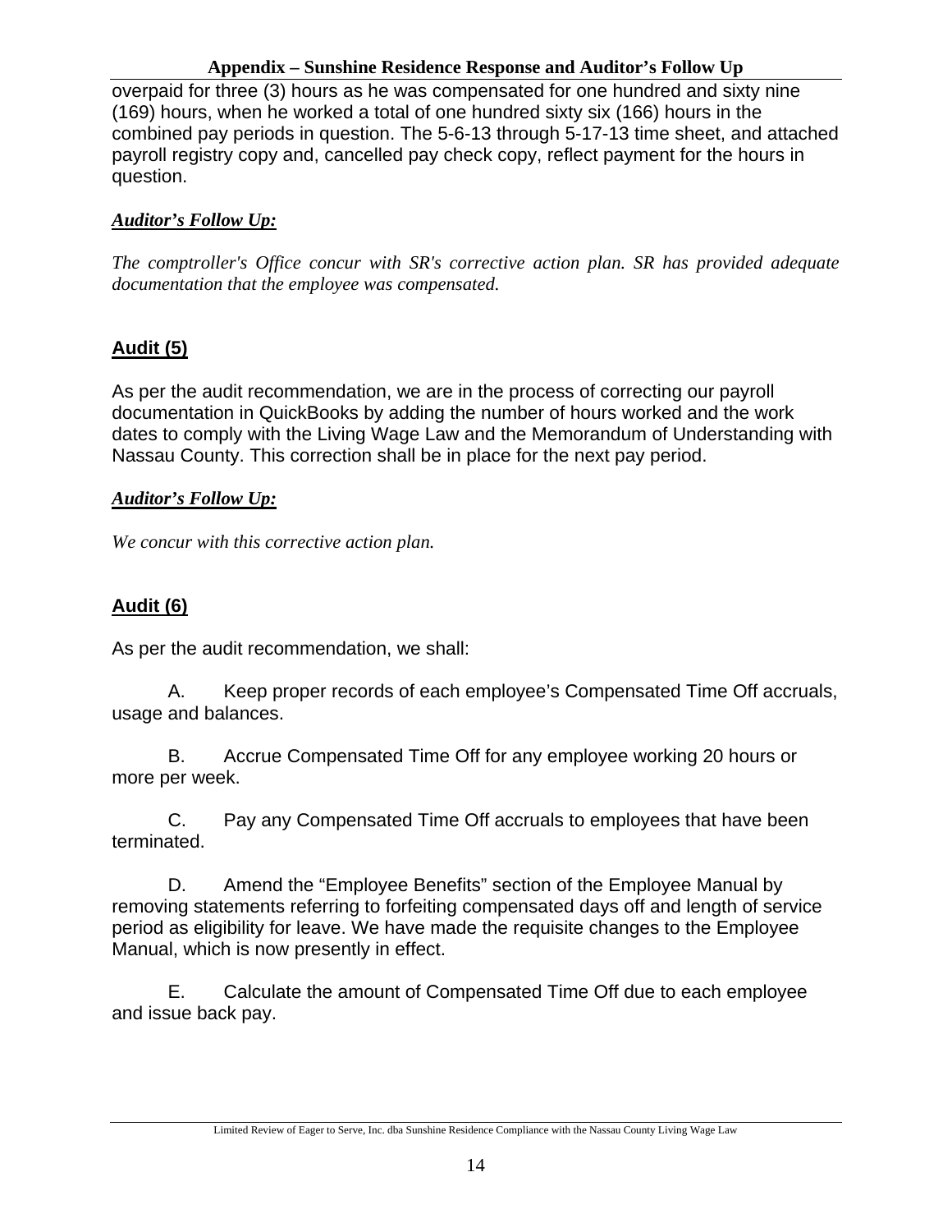overpaid for three (3) hours as he was compensated for one hundred and sixty nine (169) hours, when he worked a total of one hundred sixty six (166) hours in the combined pay periods in question. The 5-6-13 through 5-17-13 time sheet, and attached payroll registry copy and, cancelled pay check copy, reflect payment for the hours in question.

***Auditor's Follow Up:***

*The comptroller's Office concur with SR's corrective action plan. SR has provided adequate documentation that the employee was compensated.*

## Audit (5)

As per the audit recommendation, we are in the process of correcting our payroll documentation in QuickBooks by adding the number of hours worked and the work dates to comply with the Living Wage Law and the Memorandum of Understanding with Nassau County. This correction shall be in place for the next pay period.

***Auditor's Follow Up:***

*We concur with this corrective action plan.*

## Audit (6)

As per the audit recommendation, we shall:

A. Keep proper records of each employee's Compensated Time Off accruals, usage and balances.

B. Accrue Compensated Time Off for any employee working 20 hours or more per week.

C. Pay any Compensated Time Off accruals to employees that have been terminated.

D. Amend the "Employee Benefits" section of the Employee Manual by removing statements referring to forfeiting compensated days off and length of service period as eligibility for leave. We have made the requisite changes to the Employee Manual, which is now presently in effect.

E. Calculate the amount of Compensated Time Off due to each employee and issue back pay.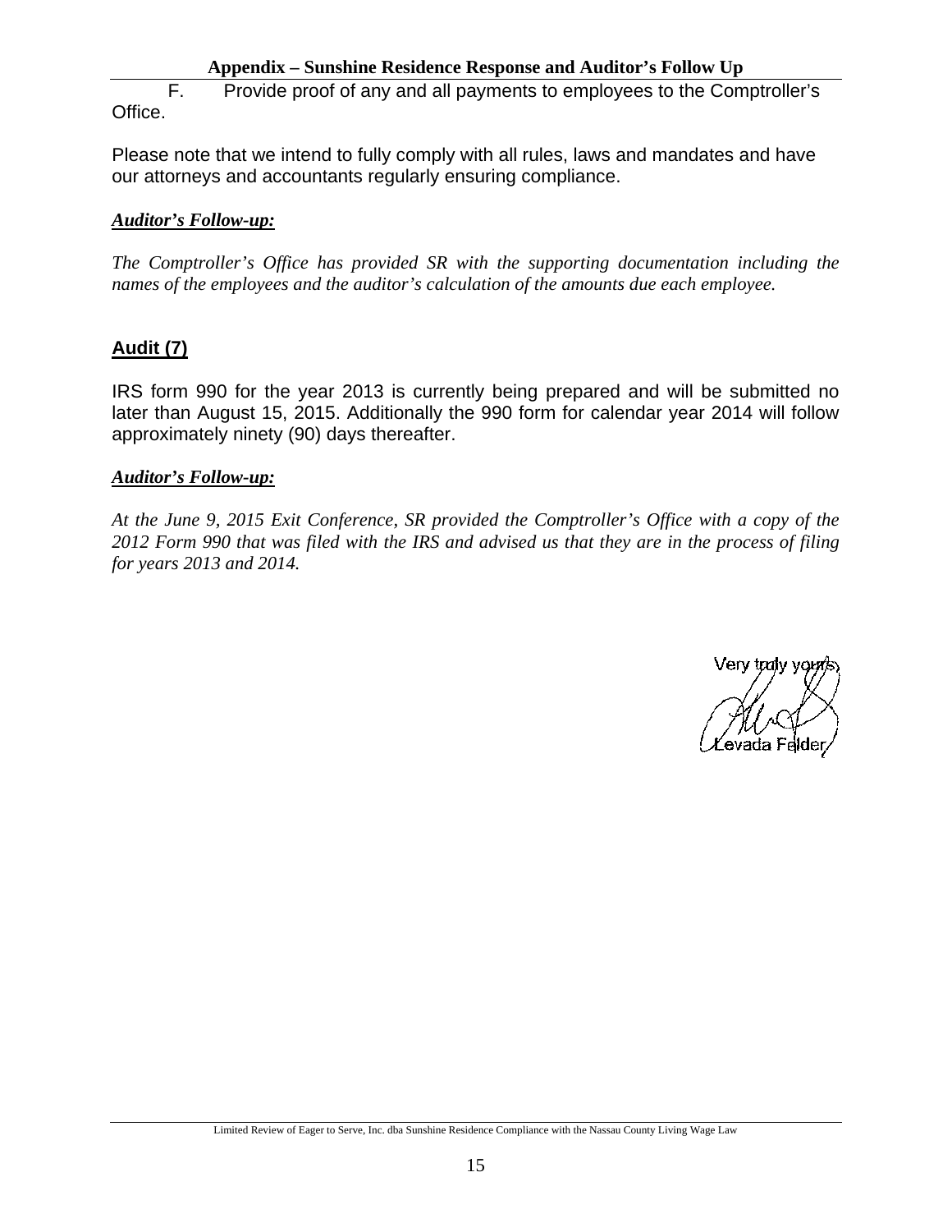F. Provide proof of any and all payments to employees to the Comptroller's Office.

Please note that we intend to fully comply with all rules, laws and mandates and have our attorneys and accountants regularly ensuring compliance.

***Auditor's Follow-up:***

*The Comptroller's Office has provided SR with the supporting documentation including the names of the employees and the auditor's calculation of the amounts due each employee.*

**Audit (7)**

IRS form 990 for the year 2013 is currently being prepared and will be submitted no later than August 15, 2015. Additionally the 990 form for calendar year 2014 will follow approximately ninety (90) days thereafter.

***Auditor's Follow-up:***

*At the June 9, 2015 Exit Conference, SR provided the Comptroller's Office with a copy of the 2012 Form 990 that was filed with the IRS and advised us that they are in the process of filing for years 2013 and 2014.*

Very truly yours,

Levada Felder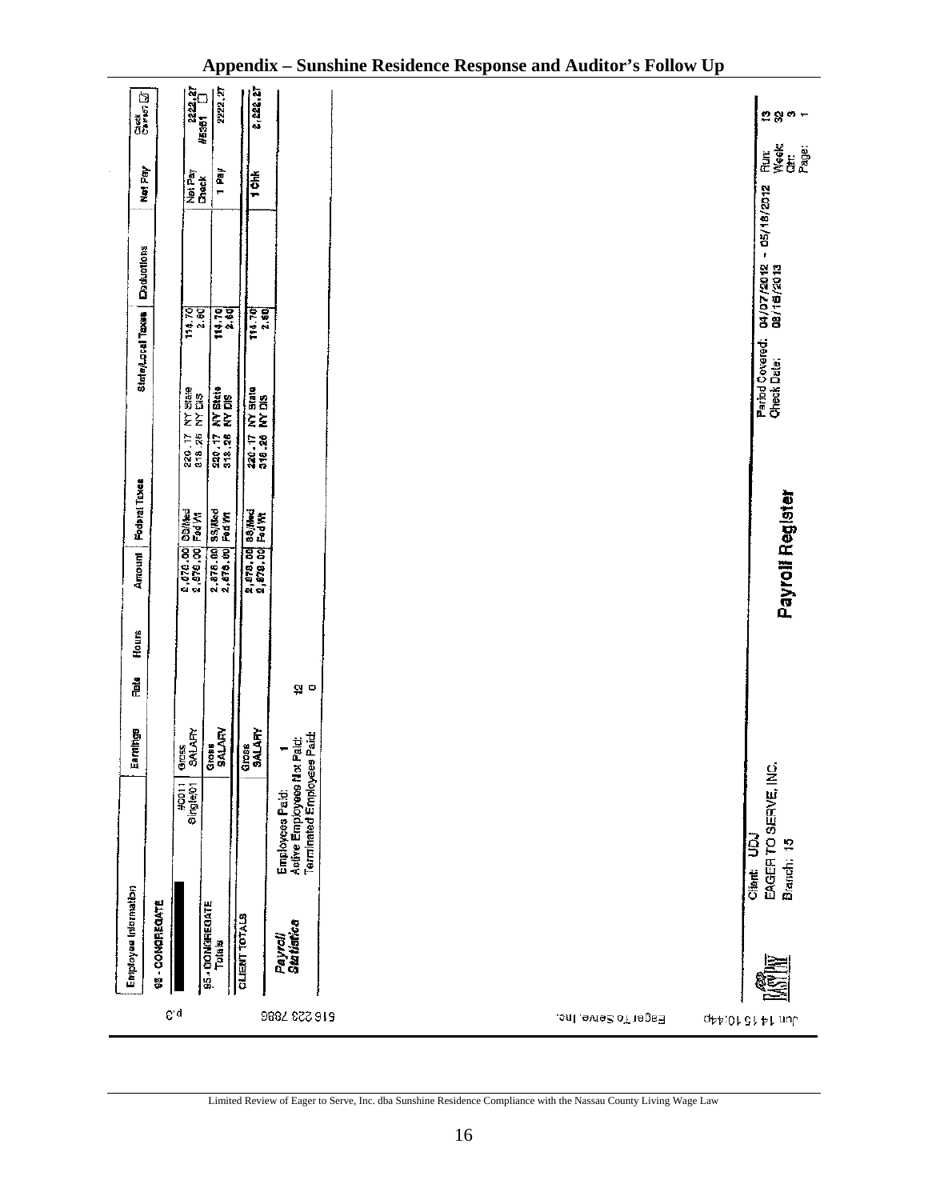## Appendix – Sunshine Residence Response and Auditor's Follow Up

Jun 14 15 10:44p Eager To Serve, Inc. 516 228 7886 p.3

| Employee Information | | Earnings | Rate | Hours | Amount | Federal Taxes | | State/Local Taxes | | | Deductions | Net Pay | Check Cashed? |
|---|---|---|---|---|---|---|---|---|---|---|---|---|---|
| 95 - CONGREGATE | | | | | | | | | | | | | |
| ████ | #0011 Single/01 | Gross SALARY | | | 2,878.00 2,878.00 | SS/Med Fed Wt | 220.17 318.26 | NY State NY DIS | 114.70 2.60 | | | Net Pay Check | 2222.27 #5351 ☐ |
| 95 - CONGREGATE Totals | | Gross SALARY | | | 2,878.00 2,878.00 | SS/Med Fed Wt | 220.17 318.26 | NY State NY DIS | 114.70 2.60 | | | 1 Pay | 2222.27 |
| CLIENT TOTALS | | Gross SALARY | | | 2,878.00 2,878.00 | SS/Med Fed Wt | 220.17 318.26 | NY State NY DIS | 114.70 2.60 | | | 1 Chk | 2,222.27 |

*Payroll Statistics*

Employees Paid: 1
Active Employees Not Paid: 12
Terminated Employees Paid: 0

Client: UDJ
EAGER TO SERVE, INC.
Branch: 15

**Payroll Register**

Period Covered: 04/07/2012 - 05/18/2012
Check Date: 08/16/2013

Run: 13
Week: 32
Qtr: 3
Page: 1

Limited Review of Eager to Serve, Inc. dba Sunshine Residence Compliance with the Nassau County Living Wage Law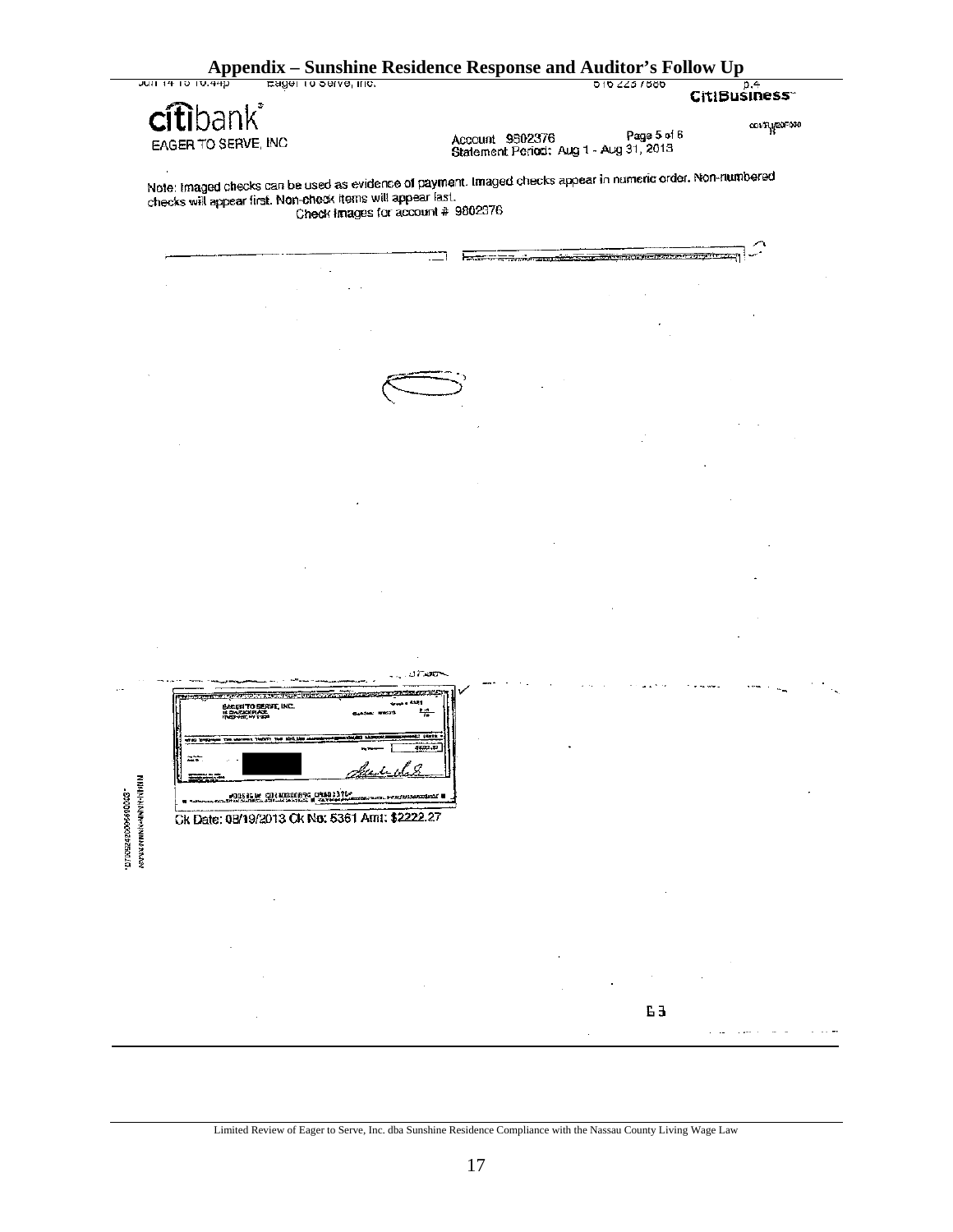# Appendix – Sunshine Residence Response and Auditor's Follow Up

citibank

EAGER TO SERVE, INC

CitiBusiness

Account 9802376 Page 5 of 6

Statement Period: Aug 1 - Aug 31, 2013

Note: Imaged checks can be used as evidence of payment. Imaged checks appear in numeric order. Non-numbered checks will appear first. Non-check items will appear last.

Check Images for account # 9802376

EAGER TO SERVE, INC.

Ck Date: 08/19/2013 Ck No: 5361 Amt: $2222.27

63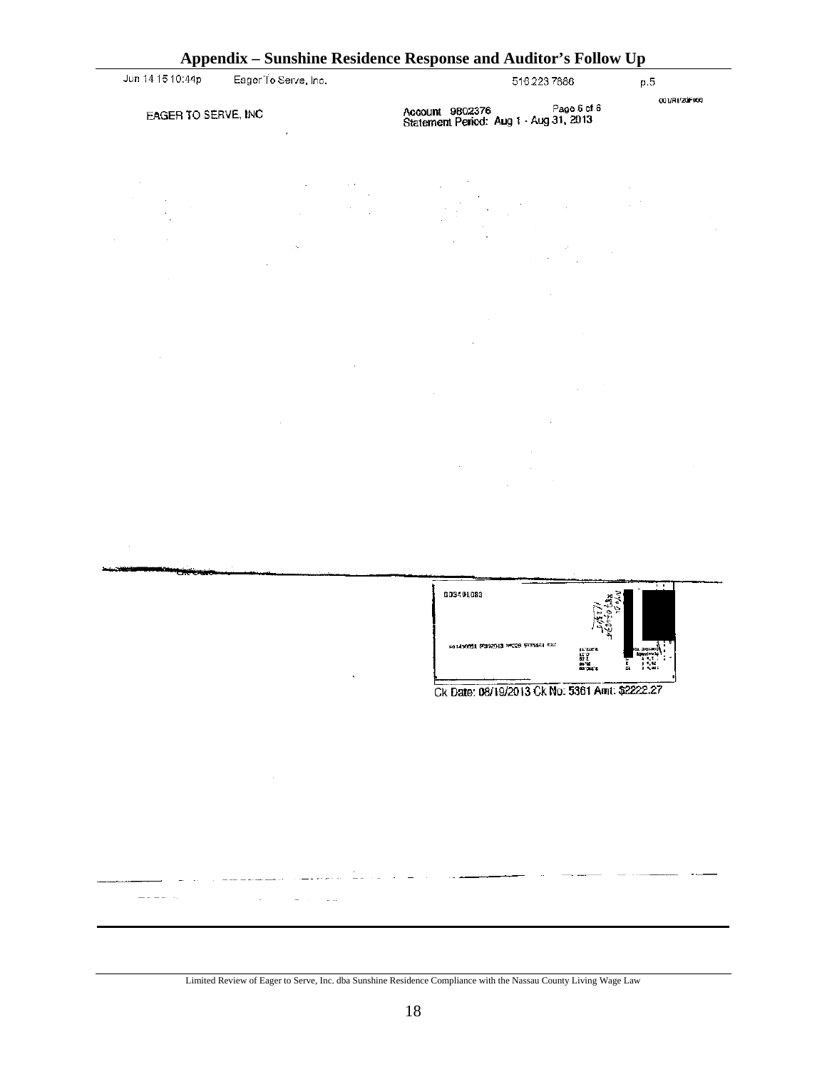# Appendix – Sunshine Residence Response and Auditor's Follow Up

Jun 14 15 10:44p Eager To Serve, Inc. 516 223 7886 p.5

EAGER TO SERVE, INC

Account 9802376 Page 6 of 6

Statement Period: Aug 1 - Aug 31, 2013

Ck Date: 08/19/2013 Ck No: 5361 Amt: $2222.27